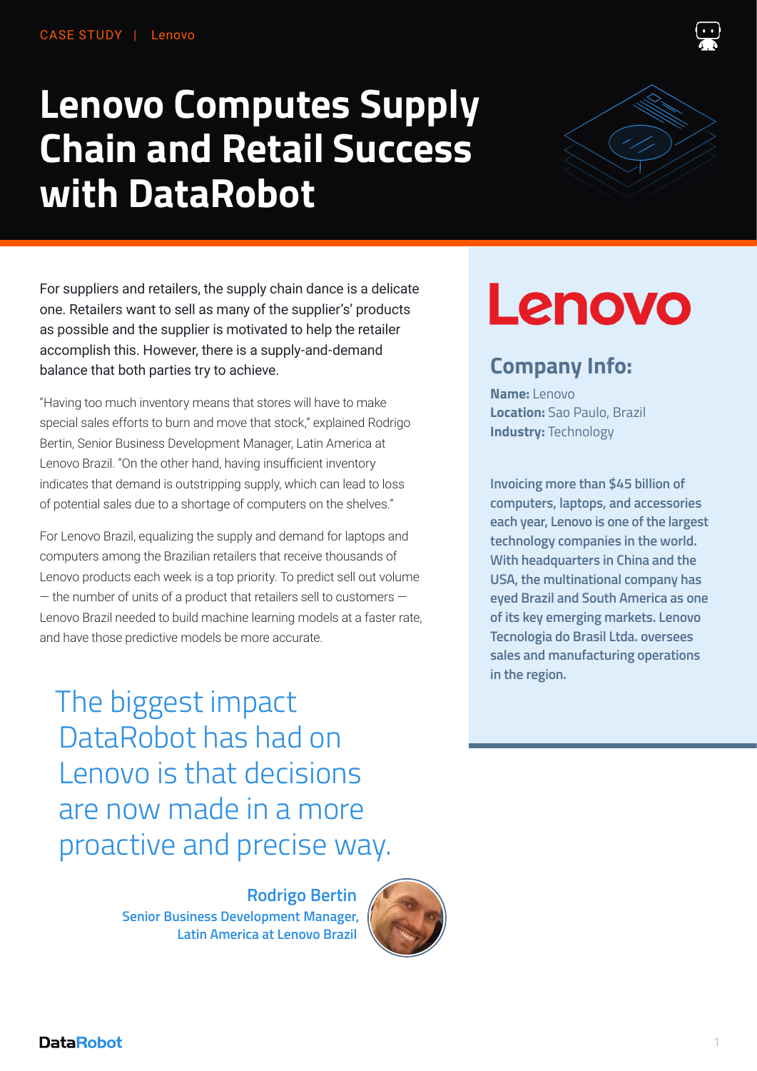CASE STUDY | Lenovo

# Lenovo Computes Supply Chain and Retail Success with DataRobot

For suppliers and retailers, the supply chain dance is a delicate one. Retailers want to sell as many of the supplier's' products as possible and the supplier is motivated to help the retailer accomplish this. However, there is a supply-and-demand balance that both parties try to achieve.

"Having too much inventory means that stores will have to make special sales efforts to burn and move that stock," explained Rodrigo Bertin, Senior Business Development Manager, Latin America at Lenovo Brazil. "On the other hand, having insufficient inventory indicates that demand is outstripping supply, which can lead to loss of potential sales due to a shortage of computers on the shelves."

For Lenovo Brazil, equalizing the supply and demand for laptops and computers among the Brazilian retailers that receive thousands of Lenovo products each week is a top priority. To predict sell out volume — the number of units of a product that retailers sell to customers — Lenovo Brazil needed to build machine learning models at a faster rate, and have those predictive models be more accurate.

> The biggest impact DataRobot has had on Lenovo is that decisions are now made in a more proactive and precise way.
>
> **Rodrigo Bertin**
> Senior Business Development Manager, Latin America at Lenovo Brazil

Lenovo

## Company Info:

**Name:** Lenovo
**Location:** Sao Paulo, Brazil
**Industry:** Technology

Invoicing more than $45 billion of computers, laptops, and accessories each year, Lenovo is one of the largest technology companies in the world. With headquarters in China and the USA, the multinational company has eyed Brazil and South America as one of its key emerging markets. Lenovo Tecnologia do Brasil Ltda. oversees sales and manufacturing operations in the region.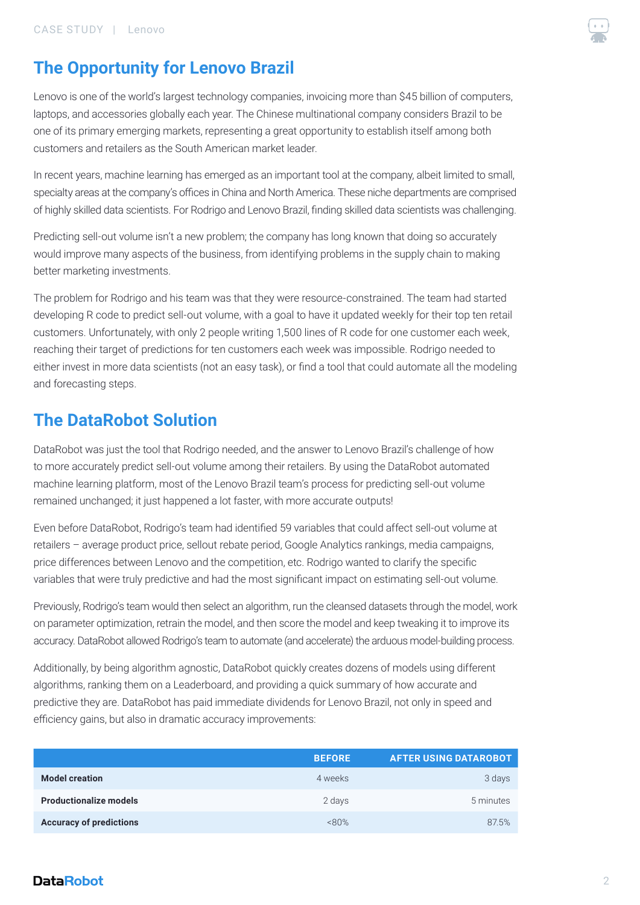## The Opportunity for Lenovo Brazil

Lenovo is one of the world's largest technology companies, invoicing more than $45 billion of computers, laptops, and accessories globally each year. The Chinese multinational company considers Brazil to be one of its primary emerging markets, representing a great opportunity to establish itself among both customers and retailers as the South American market leader.

In recent years, machine learning has emerged as an important tool at the company, albeit limited to small, specialty areas at the company's offices in China and North America. These niche departments are comprised of highly skilled data scientists. For Rodrigo and Lenovo Brazil, finding skilled data scientists was challenging.

Predicting sell-out volume isn't a new problem; the company has long known that doing so accurately would improve many aspects of the business, from identifying problems in the supply chain to making better marketing investments.

The problem for Rodrigo and his team was that they were resource-constrained. The team had started developing R code to predict sell-out volume, with a goal to have it updated weekly for their top ten retail customers. Unfortunately, with only 2 people writing 1,500 lines of R code for one customer each week, reaching their target of predictions for ten customers each week was impossible. Rodrigo needed to either invest in more data scientists (not an easy task), or find a tool that could automate all the modeling and forecasting steps.

## The DataRobot Solution

DataRobot was just the tool that Rodrigo needed, and the answer to Lenovo Brazil's challenge of how to more accurately predict sell-out volume among their retailers. By using the DataRobot automated machine learning platform, most of the Lenovo Brazil team's process for predicting sell-out volume remained unchanged; it just happened a lot faster, with more accurate outputs!

Even before DataRobot, Rodrigo's team had identified 59 variables that could affect sell-out volume at retailers – average product price, sellout rebate period, Google Analytics rankings, media campaigns, price differences between Lenovo and the competition, etc. Rodrigo wanted to clarify the specific variables that were truly predictive and had the most significant impact on estimating sell-out volume.

Previously, Rodrigo's team would then select an algorithm, run the cleansed datasets through the model, work on parameter optimization, retrain the model, and then score the model and keep tweaking it to improve its accuracy. DataRobot allowed Rodrigo's team to automate (and accelerate) the arduous model-building process.

Additionally, by being algorithm agnostic, DataRobot quickly creates dozens of models using different algorithms, ranking them on a Leaderboard, and providing a quick summary of how accurate and predictive they are. DataRobot has paid immediate dividends for Lenovo Brazil, not only in speed and efficiency gains, but also in dramatic accuracy improvements:

| | BEFORE | AFTER USING DATAROBOT |
|---|---|---|
| **Model creation** | 4 weeks | 3 days |
| **Productionalize models** | 2 days | 5 minutes |
| **Accuracy of predictions** | <80% | 87.5% |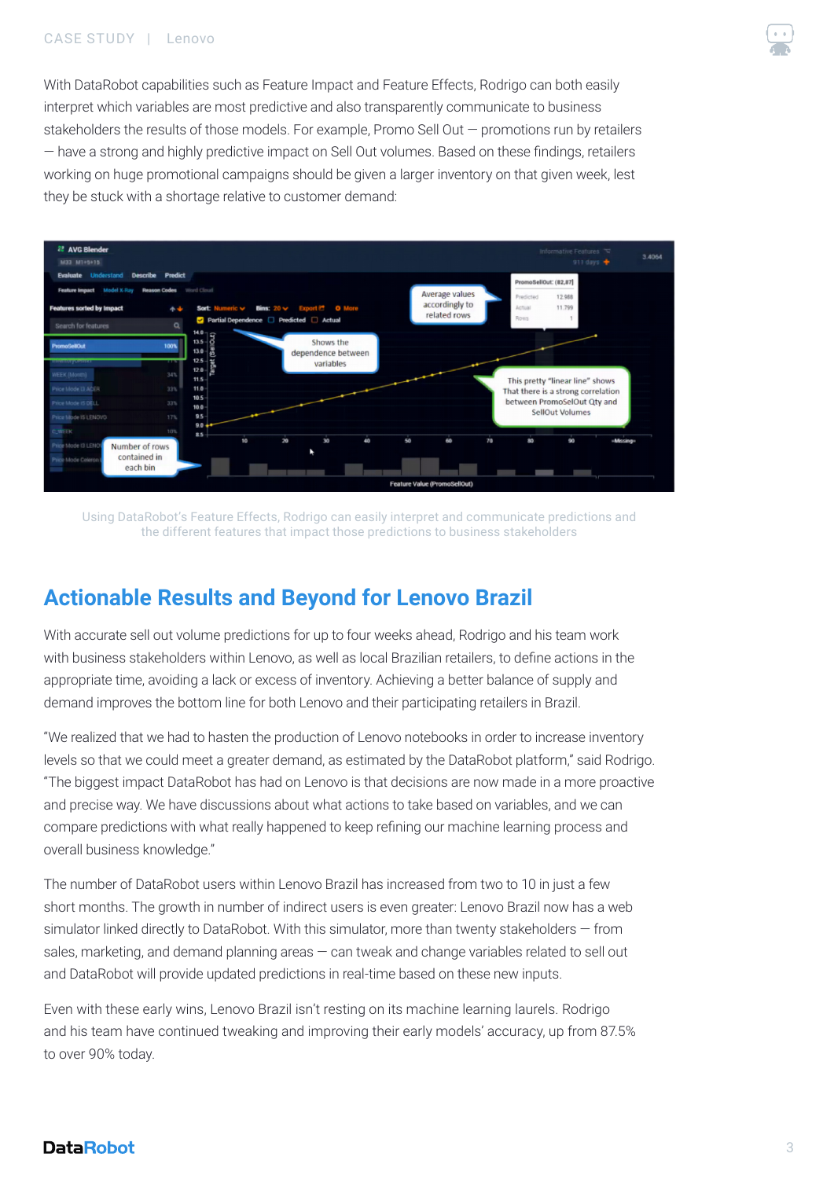With DataRobot capabilities such as Feature Impact and Feature Effects, Rodrigo can both easily interpret which variables are most predictive and also transparently communicate to business stakeholders the results of those models. For example, Promo Sell Out — promotions run by retailers — have a strong and highly predictive impact on Sell Out volumes. Based on these findings, retailers working on huge promotional campaigns should be given a larger inventory on that given week, lest they be stuck with a shortage relative to customer demand:

Using DataRobot's Feature Effects, Rodrigo can easily interpret and communicate predictions and the different features that impact those predictions to business stakeholders

## Actionable Results and Beyond for Lenovo Brazil

With accurate sell out volume predictions for up to four weeks ahead, Rodrigo and his team work with business stakeholders within Lenovo, as well as local Brazilian retailers, to define actions in the appropriate time, avoiding a lack or excess of inventory. Achieving a better balance of supply and demand improves the bottom line for both Lenovo and their participating retailers in Brazil.

"We realized that we had to hasten the production of Lenovo notebooks in order to increase inventory levels so that we could meet a greater demand, as estimated by the DataRobot platform," said Rodrigo. "The biggest impact DataRobot has had on Lenovo is that decisions are now made in a more proactive and precise way. We have discussions about what actions to take based on variables, and we can compare predictions with what really happened to keep refining our machine learning process and overall business knowledge."

The number of DataRobot users within Lenovo Brazil has increased from two to 10 in just a few short months. The growth in number of indirect users is even greater: Lenovo Brazil now has a web simulator linked directly to DataRobot. With this simulator, more than twenty stakeholders — from sales, marketing, and demand planning areas — can tweak and change variables related to sell out and DataRobot will provide updated predictions in real-time based on these new inputs.

Even with these early wins, Lenovo Brazil isn't resting on its machine learning laurels. Rodrigo and his team have continued tweaking and improving their early models' accuracy, up from 87.5% to over 90% today.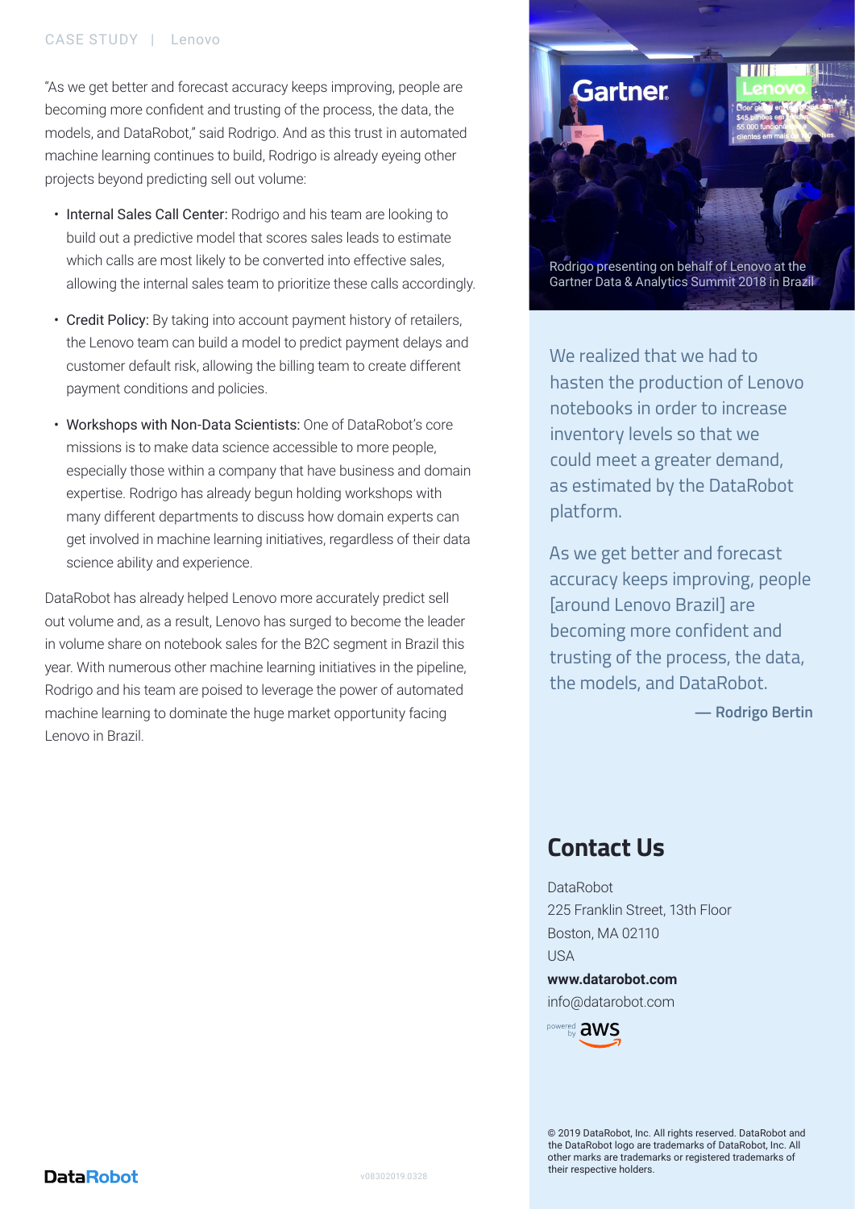"As we get better and forecast accuracy keeps improving, people are becoming more confident and trusting of the process, the data, the models, and DataRobot," said Rodrigo. And as this trust in automated machine learning continues to build, Rodrigo is already eyeing other projects beyond predicting sell out volume:

- Internal Sales Call Center: Rodrigo and his team are looking to build out a predictive model that scores sales leads to estimate which calls are most likely to be converted into effective sales, allowing the internal sales team to prioritize these calls accordingly.
- Credit Policy: By taking into account payment history of retailers, the Lenovo team can build a model to predict payment delays and customer default risk, allowing the billing team to create different payment conditions and policies.
- Workshops with Non-Data Scientists: One of DataRobot's core missions is to make data science accessible to more people, especially those within a company that have business and domain expertise. Rodrigo has already begun holding workshops with many different departments to discuss how domain experts can get involved in machine learning initiatives, regardless of their data science ability and experience.

DataRobot has already helped Lenovo more accurately predict sell out volume and, as a result, Lenovo has surged to become the leader in volume share on notebook sales for the B2C segment in Brazil this year. With numerous other machine learning initiatives in the pipeline, Rodrigo and his team are poised to leverage the power of automated machine learning to dominate the huge market opportunity facing Lenovo in Brazil.

Rodrigo presenting on behalf of Lenovo at the Gartner Data & Analytics Summit 2018 in Brazil

We realized that we had to hasten the production of Lenovo notebooks in order to increase inventory levels so that we could meet a greater demand, as estimated by the DataRobot platform.

As we get better and forecast accuracy keeps improving, people [around Lenovo Brazil] are becoming more confident and trusting of the process, the data, the models, and DataRobot.

**— Rodrigo Bertin**

## Contact Us

DataRobot
225 Franklin Street, 13th Floor
Boston, MA 02110
USA
**www.datarobot.com**
info@datarobot.com

powered by aws

© 2019 DataRobot, Inc. All rights reserved. DataRobot and the DataRobot logo are trademarks of DataRobot, Inc. All other marks are trademarks or registered trademarks of their respective holders.

v08302019.0328